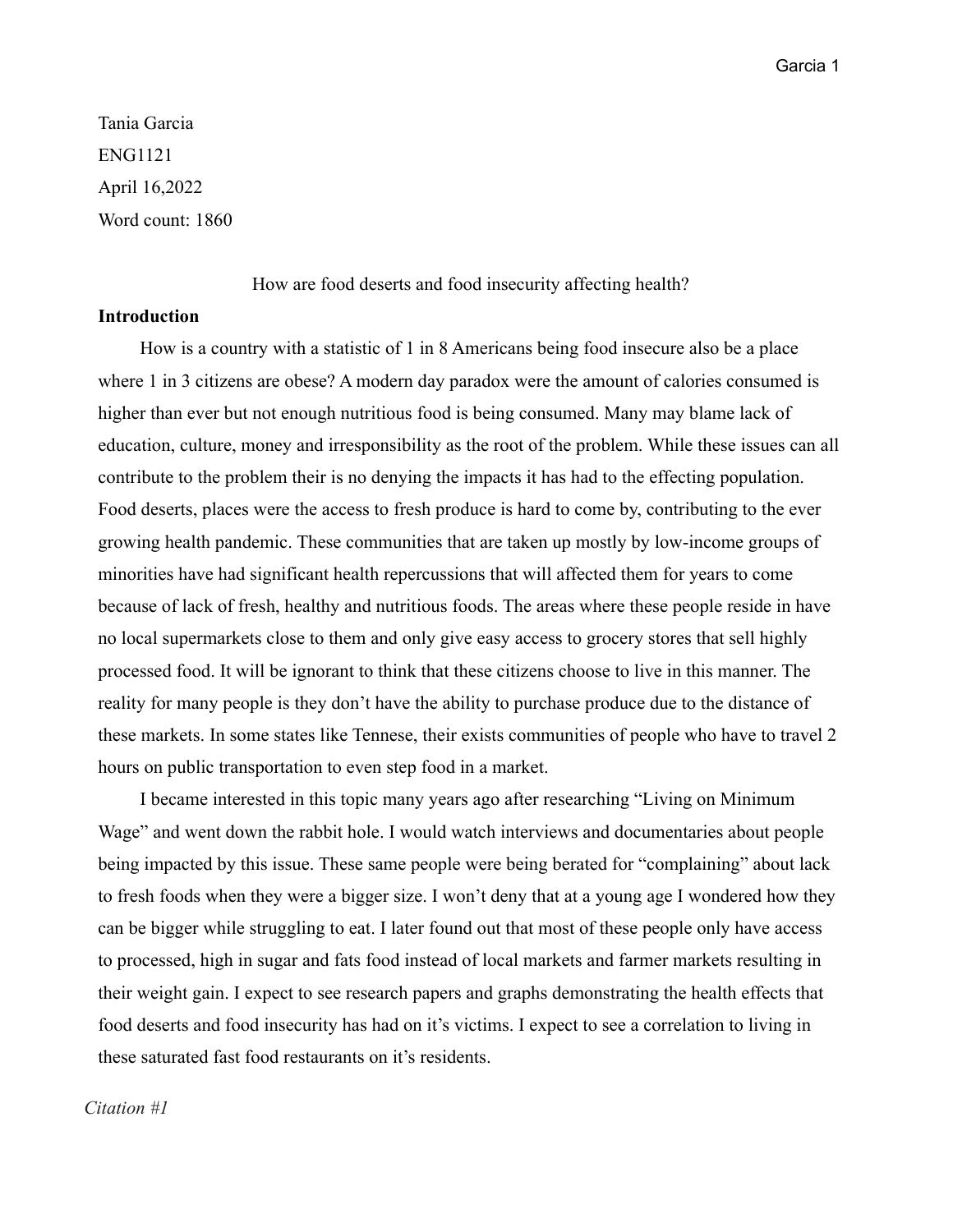Tania Garcia

ENG1121

April 16,2022

Word count: 1860

How are food deserts and food insecurity affecting health?

**Introduction**

How is a country with a statistic of 1 in 8 Americans being food insecure also be a place where 1 in 3 citizens are obese? A modern day paradox were the amount of calories consumed is higher than ever but not enough nutritious food is being consumed. Many may blame lack of education, culture, money and irresponsibility as the root of the problem. While these issues can all contribute to the problem their is no denying the impacts it has had to the effecting population. Food deserts, places were the access to fresh produce is hard to come by, contributing to the ever growing health pandemic. These communities that are taken up mostly by low-income groups of minorities have had significant health repercussions that will affected them for years to come because of lack of fresh, healthy and nutritious foods. The areas where these people reside in have no local supermarkets close to them and only give easy access to grocery stores that sell highly processed food. It will be ignorant to think that these citizens choose to live in this manner. The reality for many people is they don't have the ability to purchase produce due to the distance of these markets. In some states like Tennese, their exists communities of people who have to travel 2 hours on public transportation to even step food in a market.

I became interested in this topic many years ago after researching "Living on Minimum Wage" and went down the rabbit hole. I would watch interviews and documentaries about people being impacted by this issue. These same people were being berated for "complaining" about lack to fresh foods when they were a bigger size. I won't deny that at a young age I wondered how they can be bigger while struggling to eat. I later found out that most of these people only have access to processed, high in sugar and fats food instead of local markets and farmer markets resulting in their weight gain. I expect to see research papers and graphs demonstrating the health effects that food deserts and food insecurity has had on it's victims. I expect to see a correlation to living in these saturated fast food restaurants on it's residents.

*Citation #1*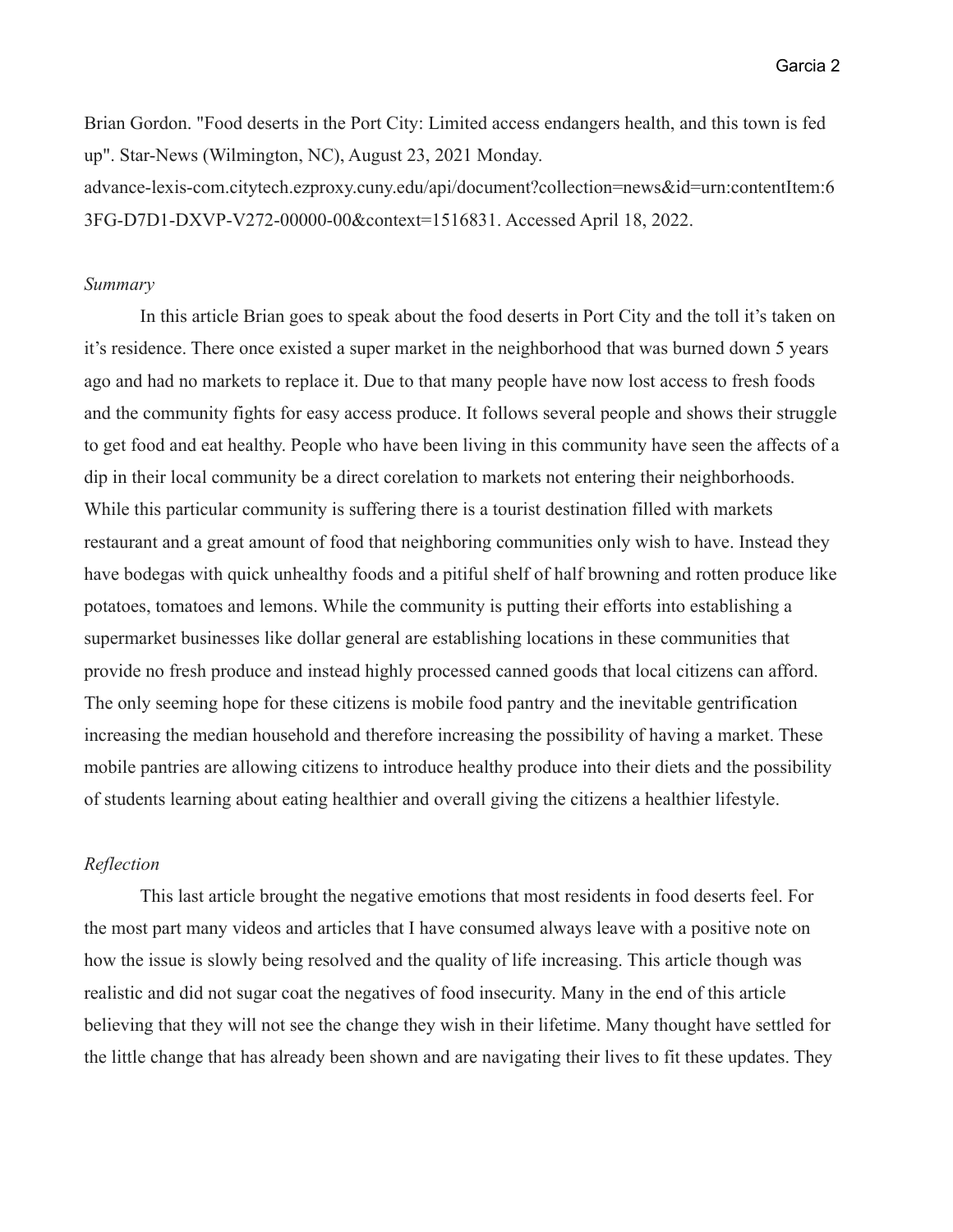Brian Gordon. "Food deserts in the Port City: Limited access endangers health, and this town is fed up". Star-News (Wilmington, NC), August 23, 2021 Monday. advance-lexis-com.citytech.ezproxy.cuny.edu/api/document?collection=news&id=urn:contentItem:63FG-D7D1-DXVP-V272-00000-00&context=1516831. Accessed April 18, 2022.

*Summary*

In this article Brian goes to speak about the food deserts in Port City and the toll it's taken on it's residence. There once existed a super market in the neighborhood that was burned down 5 years ago and had no markets to replace it. Due to that many people have now lost access to fresh foods and the community fights for easy access produce. It follows several people and shows their struggle to get food and eat healthy. People who have been living in this community have seen the affects of a dip in their local community be a direct corelation to markets not entering their neighborhoods. While this particular community is suffering there is a tourist destination filled with markets restaurant and a great amount of food that neighboring communities only wish to have. Instead they have bodegas with quick unhealthy foods and a pitiful shelf of half browning and rotten produce like potatoes, tomatoes and lemons. While the community is putting their efforts into establishing a supermarket businesses like dollar general are establishing locations in these communities that provide no fresh produce and instead highly processed canned goods that local citizens can afford. The only seeming hope for these citizens is mobile food pantry and the inevitable gentrification increasing the median household and therefore increasing the possibility of having a market. These mobile pantries are allowing citizens to introduce healthy produce into their diets and the possibility of students learning about eating healthier and overall giving the citizens a healthier lifestyle.

*Reflection*

This last article brought the negative emotions that most residents in food deserts feel. For the most part many videos and articles that I have consumed always leave with a positive note on how the issue is slowly being resolved and the quality of life increasing. This article though was realistic and did not sugar coat the negatives of food insecurity. Many in the end of this article believing that they will not see the change they wish in their lifetime. Many thought have settled for the little change that has already been shown and are navigating their lives to fit these updates. They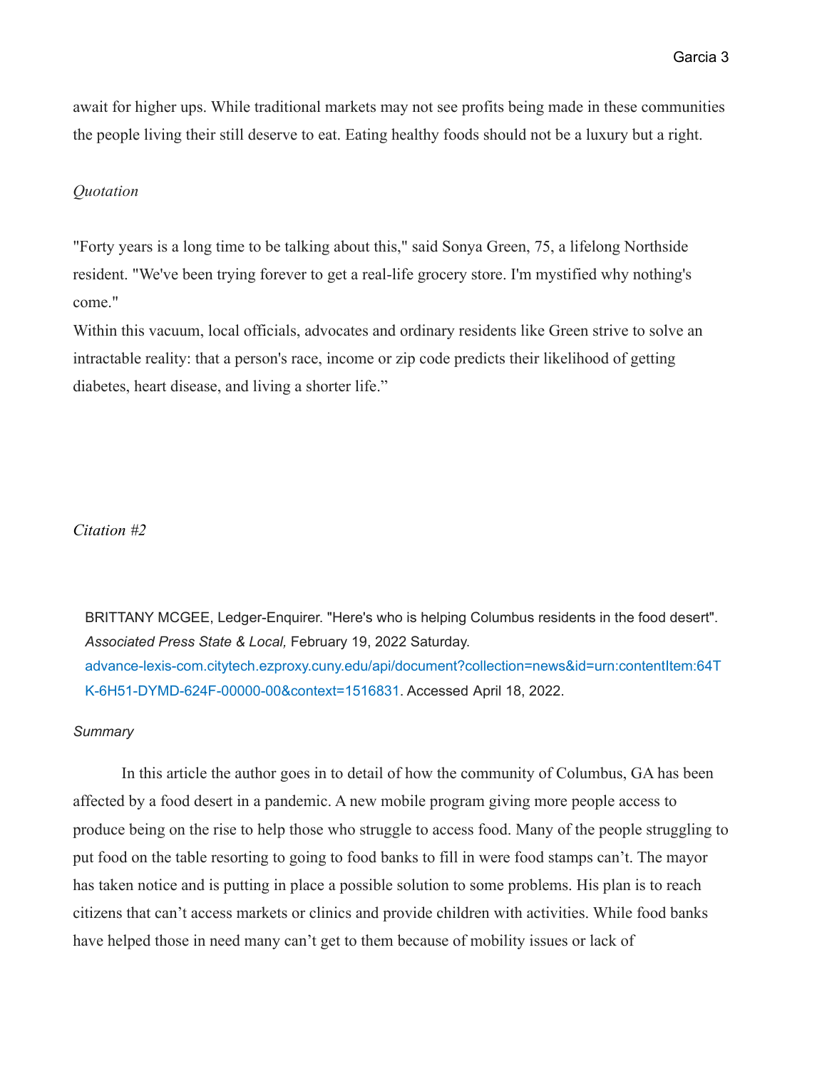await for higher ups. While traditional markets may not see profits being made in these communities the people living their still deserve to eat. Eating healthy foods should not be a luxury but a right.

*Quotation*

"Forty years is a long time to be talking about this," said Sonya Green, 75, a lifelong Northside resident. "We've been trying forever to get a real-life grocery store. I'm mystified why nothing's come."

Within this vacuum, local officials, advocates and ordinary residents like Green strive to solve an intractable reality: that a person's race, income or zip code predicts their likelihood of getting diabetes, heart disease, and living a shorter life."

*Citation #2*

BRITTANY MCGEE, Ledger-Enquirer. "Here's who is helping Columbus residents in the food desert". *Associated Press State & Local,* February 19, 2022 Saturday. advance-lexis-com.citytech.ezproxy.cuny.edu/api/document?collection=news&id=urn:contentItem:64TK-6H51-DYMD-624F-00000-00&context=1516831. Accessed April 18, 2022.

*Summary*

In this article the author goes in to detail of how the community of Columbus, GA has been affected by a food desert in a pandemic. A new mobile program giving more people access to produce being on the rise to help those who struggle to access food. Many of the people struggling to put food on the table resorting to going to food banks to fill in were food stamps can't. The mayor has taken notice and is putting in place a possible solution to some problems. His plan is to reach citizens that can't access markets or clinics and provide children with activities. While food banks have helped those in need many can't get to them because of mobility issues or lack of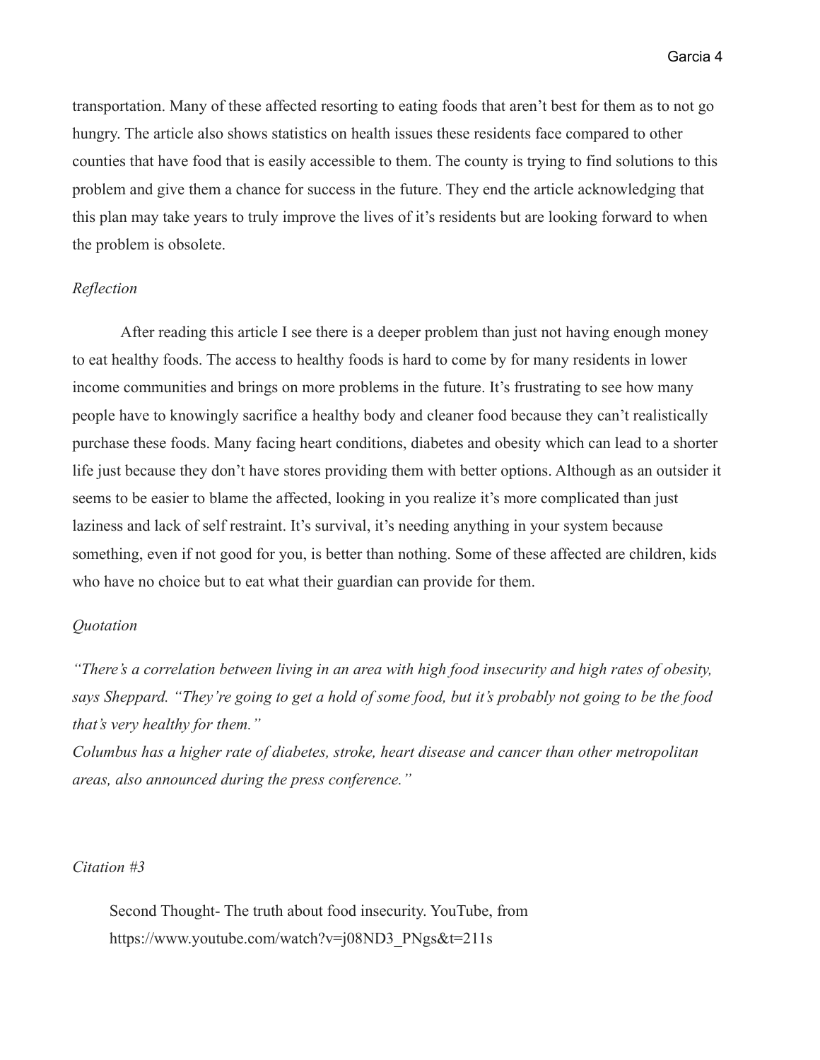transportation. Many of these affected resorting to eating foods that aren't best for them as to not go hungry. The article also shows statistics on health issues these residents face compared to other counties that have food that is easily accessible to them. The county is trying to find solutions to this problem and give them a chance for success in the future. They end the article acknowledging that this plan may take years to truly improve the lives of it's residents but are looking forward to when the problem is obsolete.

*Reflection*

After reading this article I see there is a deeper problem than just not having enough money to eat healthy foods. The access to healthy foods is hard to come by for many residents in lower income communities and brings on more problems in the future. It's frustrating to see how many people have to knowingly sacrifice a healthy body and cleaner food because they can't realistically purchase these foods. Many facing heart conditions, diabetes and obesity which can lead to a shorter life just because they don't have stores providing them with better options. Although as an outsider it seems to be easier to blame the affected, looking in you realize it's more complicated than just laziness and lack of self restraint. It's survival, it's needing anything in your system because something, even if not good for you, is better than nothing. Some of these affected are children, kids who have no choice but to eat what their guardian can provide for them.

*Quotation*

*"There's a correlation between living in an area with high food insecurity and high rates of obesity, says Sheppard. "They're going to get a hold of some food, but it's probably not going to be the food that's very healthy for them."*
*Columbus has a higher rate of diabetes, stroke, heart disease and cancer than other metropolitan areas, also announced during the press conference."*

*Citation #3*

Second Thought- The truth about food insecurity. YouTube, from https://www.youtube.com/watch?v=j08ND3_PNgs&t=211s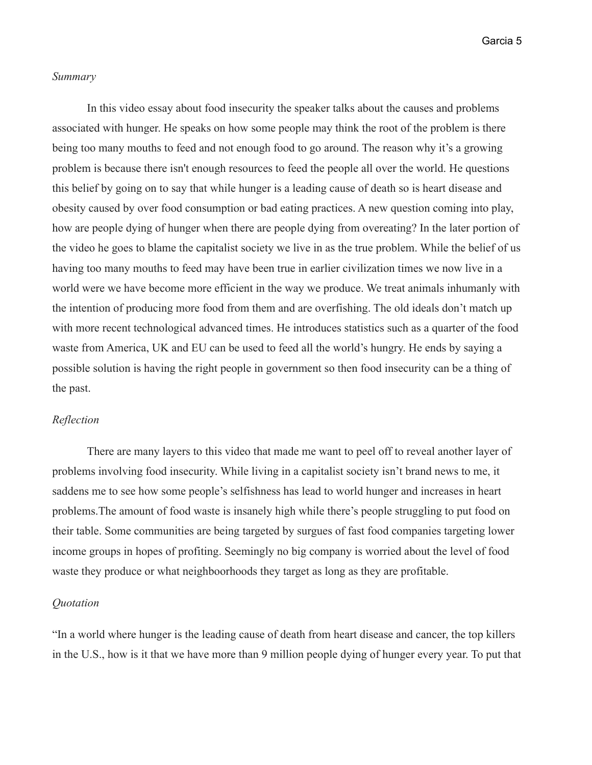*Summary*

In this video essay about food insecurity the speaker talks about the causes and problems associated with hunger. He speaks on how some people may think the root of the problem is there being too many mouths to feed and not enough food to go around. The reason why it's a growing problem is because there isn't enough resources to feed the people all over the world. He questions this belief by going on to say that while hunger is a leading cause of death so is heart disease and obesity caused by over food consumption or bad eating practices. A new question coming into play, how are people dying of hunger when there are people dying from overeating? In the later portion of the video he goes to blame the capitalist society we live in as the true problem. While the belief of us having too many mouths to feed may have been true in earlier civilization times we now live in a world were we have become more efficient in the way we produce. We treat animals inhumanly with the intention of producing more food from them and are overfishing. The old ideals don't match up with more recent technological advanced times. He introduces statistics such as a quarter of the food waste from America, UK and EU can be used to feed all the world's hungry. He ends by saying a possible solution is having the right people in government so then food insecurity can be a thing of the past.

*Reflection*

There are many layers to this video that made me want to peel off to reveal another layer of problems involving food insecurity. While living in a capitalist society isn't brand news to me, it saddens me to see how some people's selfishness has lead to world hunger and increases in heart problems.The amount of food waste is insanely high while there's people struggling to put food on their table. Some communities are being targeted by surgues of fast food companies targeting lower income groups in hopes of profiting. Seemingly no big company is worried about the level of food waste they produce or what neighboorhoods they target as long as they are profitable.

*Quotation*

"In a world where hunger is the leading cause of death from heart disease and cancer, the top killers in the U.S., how is it that we have more than 9 million people dying of hunger every year. To put that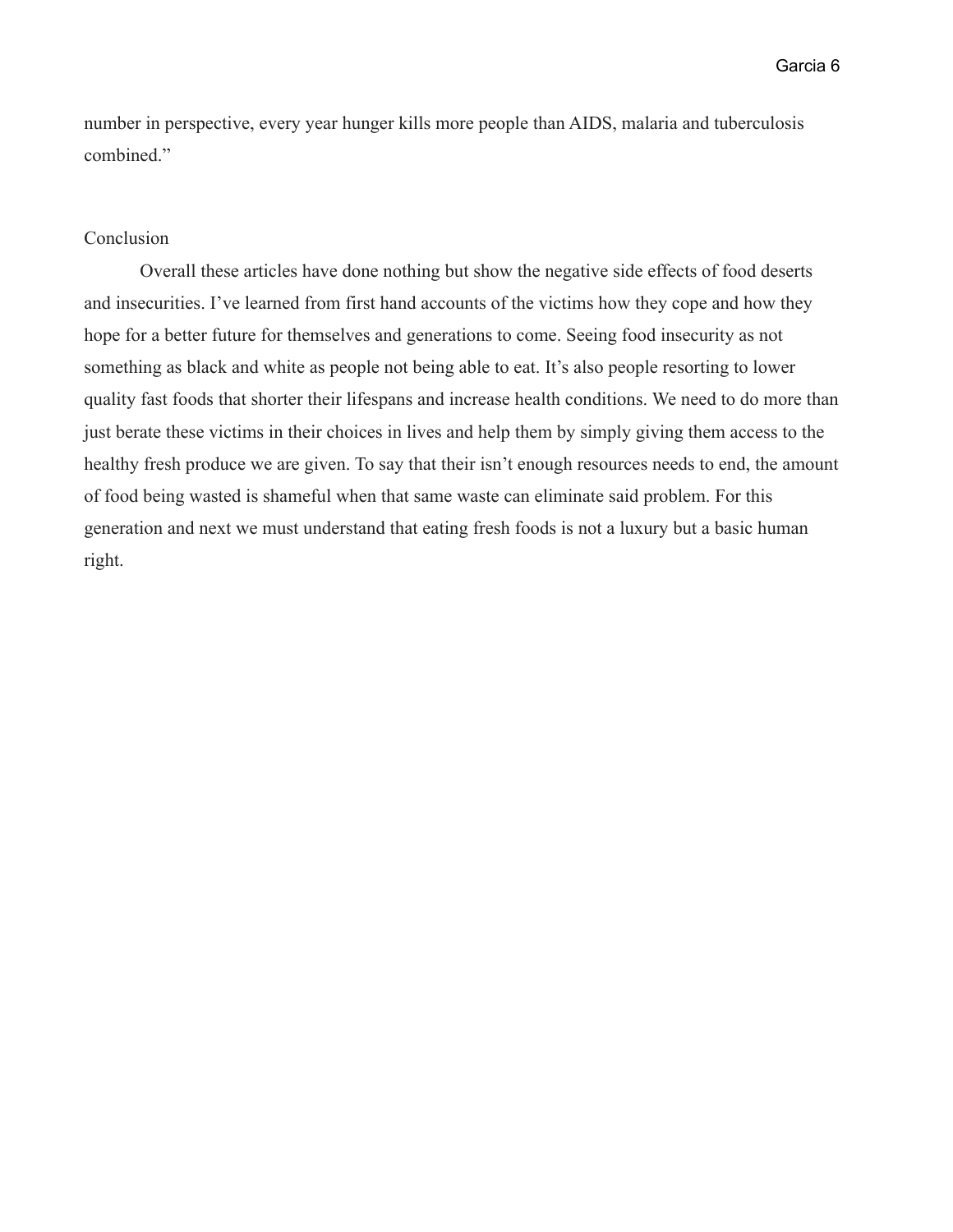number in perspective, every year hunger kills more people than AIDS, malaria and tuberculosis combined."

## Conclusion

Overall these articles have done nothing but show the negative side effects of food deserts and insecurities. I've learned from first hand accounts of the victims how they cope and how they hope for a better future for themselves and generations to come. Seeing food insecurity as not something as black and white as people not being able to eat. It's also people resorting to lower quality fast foods that shorter their lifespans and increase health conditions. We need to do more than just berate these victims in their choices in lives and help them by simply giving them access to the healthy fresh produce we are given. To say that their isn't enough resources needs to end, the amount of food being wasted is shameful when that same waste can eliminate said problem. For this generation and next we must understand that eating fresh foods is not a luxury but a basic human right.